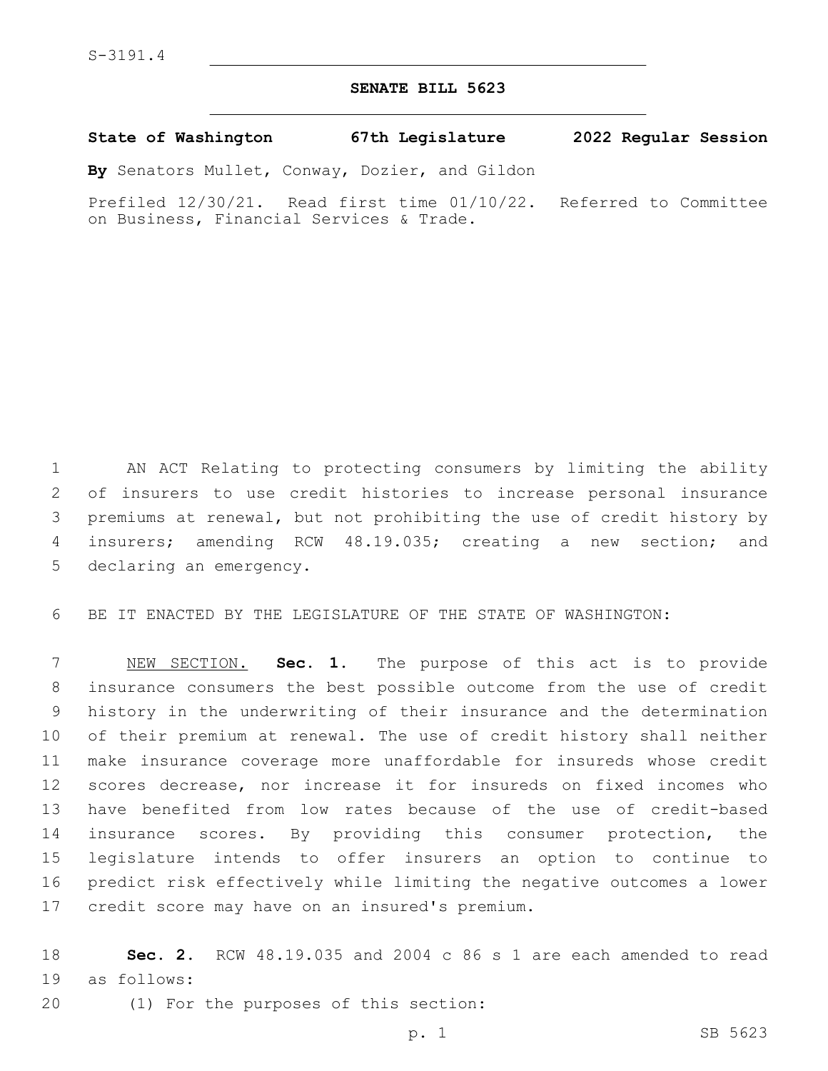S-3191.4

# SENATE BILL 5623

**State of Washington 67th Legislature 2022 Regular Session**

**By** Senators Mullet, Conway, Dozier, and Gildon

Prefiled 12/30/21. Read first time 01/10/22. Referred to Committee on Business, Financial Services & Trade.

AN ACT Relating to protecting consumers by limiting the ability of insurers to use credit histories to increase personal insurance premiums at renewal, but not prohibiting the use of credit history by insurers; amending RCW 48.19.035; creating a new section; and declaring an emergency.

BE IT ENACTED BY THE LEGISLATURE OF THE STATE OF WASHINGTON:

NEW SECTION. **Sec. 1.** The purpose of this act is to provide insurance consumers the best possible outcome from the use of credit history in the underwriting of their insurance and the determination of their premium at renewal. The use of credit history shall neither make insurance coverage more unaffordable for insureds whose credit scores decrease, nor increase it for insureds on fixed incomes who have benefited from low rates because of the use of credit-based insurance scores. By providing this consumer protection, the legislature intends to offer insurers an option to continue to predict risk effectively while limiting the negative outcomes a lower credit score may have on an insured's premium.

**Sec. 2.** RCW 48.19.035 and 2004 c 86 s 1 are each amended to read as follows:

(1) For the purposes of this section: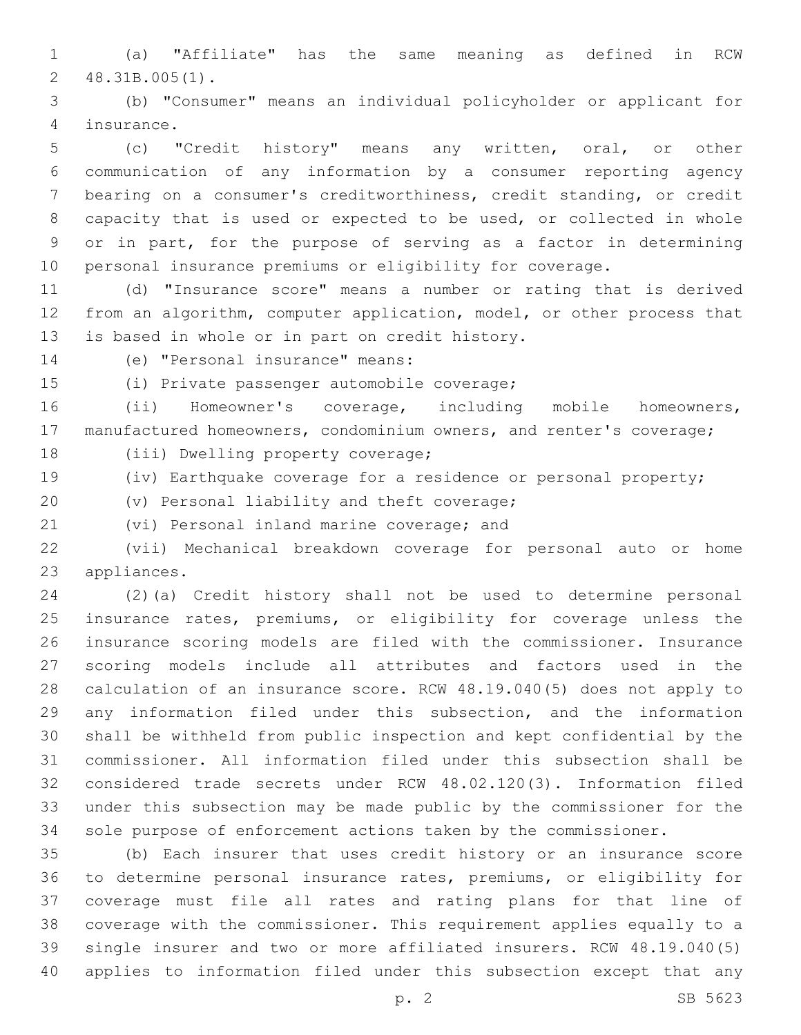(a) "Affiliate" has the same meaning as defined in RCW 48.31B.005(1).

(b) "Consumer" means an individual policyholder or applicant for insurance.

(c) "Credit history" means any written, oral, or other communication of any information by a consumer reporting agency bearing on a consumer's creditworthiness, credit standing, or credit capacity that is used or expected to be used, or collected in whole or in part, for the purpose of serving as a factor in determining personal insurance premiums or eligibility for coverage.

(d) "Insurance score" means a number or rating that is derived from an algorithm, computer application, model, or other process that is based in whole or in part on credit history.

(e) "Personal insurance" means:

(i) Private passenger automobile coverage;

(ii) Homeowner's coverage, including mobile homeowners, manufactured homeowners, condominium owners, and renter's coverage;

(iii) Dwelling property coverage;

(iv) Earthquake coverage for a residence or personal property;

(v) Personal liability and theft coverage;

(vi) Personal inland marine coverage; and

(vii) Mechanical breakdown coverage for personal auto or home appliances.

(2)(a) Credit history shall not be used to determine personal insurance rates, premiums, or eligibility for coverage unless the insurance scoring models are filed with the commissioner. Insurance scoring models include all attributes and factors used in the calculation of an insurance score. RCW 48.19.040(5) does not apply to any information filed under this subsection, and the information shall be withheld from public inspection and kept confidential by the commissioner. All information filed under this subsection shall be considered trade secrets under RCW 48.02.120(3). Information filed under this subsection may be made public by the commissioner for the sole purpose of enforcement actions taken by the commissioner.

(b) Each insurer that uses credit history or an insurance score to determine personal insurance rates, premiums, or eligibility for coverage must file all rates and rating plans for that line of coverage with the commissioner. This requirement applies equally to a single insurer and two or more affiliated insurers. RCW 48.19.040(5) applies to information filed under this subsection except that any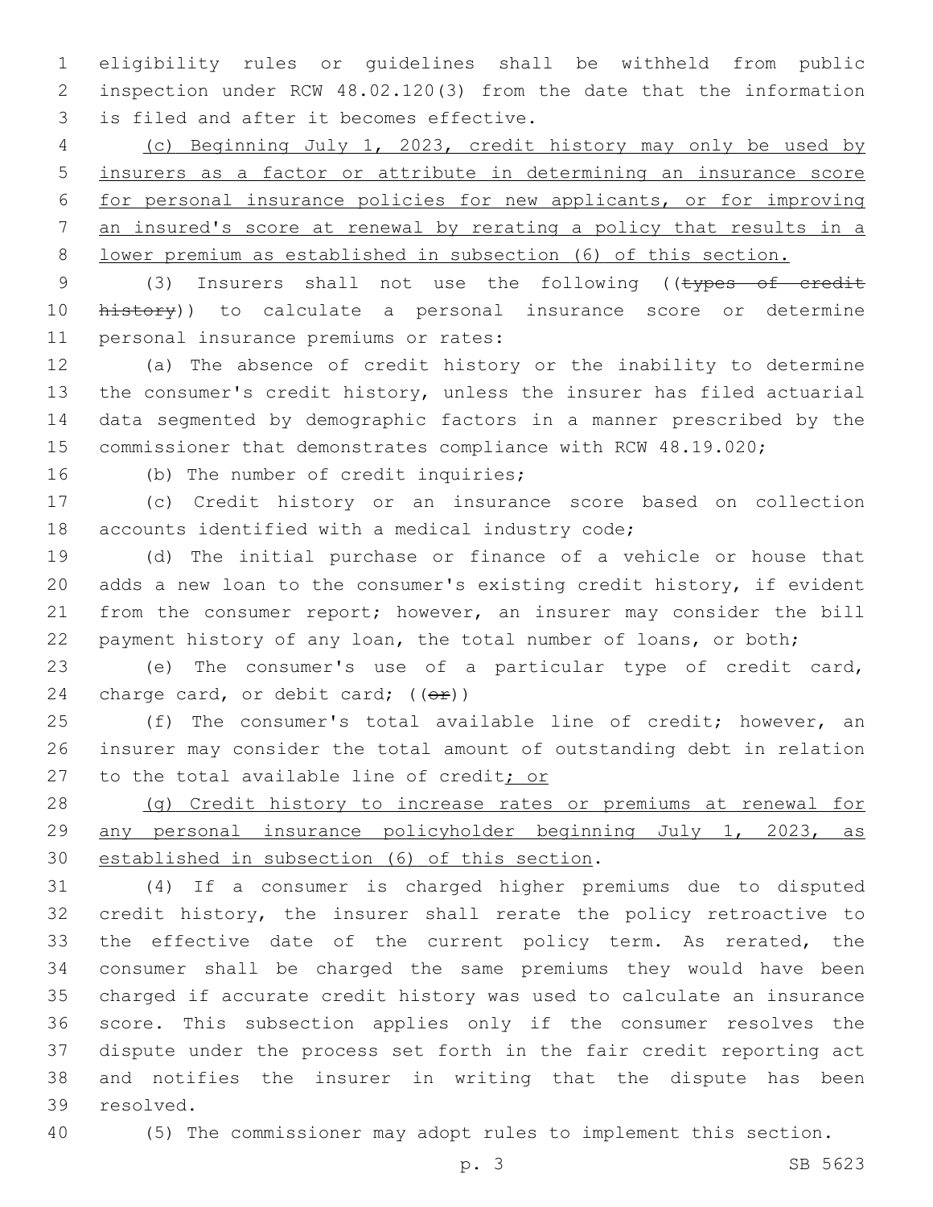eligibility rules or guidelines shall be withheld from public inspection under RCW 48.02.120(3) from the date that the information is filed and after it becomes effective.

<u>(c) Beginning July 1, 2023, credit history may only be used by insurers as a factor or attribute in determining an insurance score for personal insurance policies for new applicants, or for improving an insured's score at renewal by rerating a policy that results in a lower premium as established in subsection (6) of this section.</u>

(3) Insurers shall not use the following ((~~types of credit history~~)) to calculate a personal insurance score or determine personal insurance premiums or rates:

(a) The absence of credit history or the inability to determine the consumer's credit history, unless the insurer has filed actuarial data segmented by demographic factors in a manner prescribed by the commissioner that demonstrates compliance with RCW 48.19.020;

(b) The number of credit inquiries;

(c) Credit history or an insurance score based on collection accounts identified with a medical industry code;

(d) The initial purchase or finance of a vehicle or house that adds a new loan to the consumer's existing credit history, if evident from the consumer report; however, an insurer may consider the bill payment history of any loan, the total number of loans, or both;

(e) The consumer's use of a particular type of credit card, charge card, or debit card; ((~~or~~))

(f) The consumer's total available line of credit; however, an insurer may consider the total amount of outstanding debt in relation to the total available line of credit<u>; or</u>

<u>(g) Credit history to increase rates or premiums at renewal for any personal insurance policyholder beginning July 1, 2023, as established in subsection (6) of this section</u>.

(4) If a consumer is charged higher premiums due to disputed credit history, the insurer shall rerate the policy retroactive to the effective date of the current policy term. As rerated, the consumer shall be charged the same premiums they would have been charged if accurate credit history was used to calculate an insurance score. This subsection applies only if the consumer resolves the dispute under the process set forth in the fair credit reporting act and notifies the insurer in writing that the dispute has been resolved.

(5) The commissioner may adopt rules to implement this section.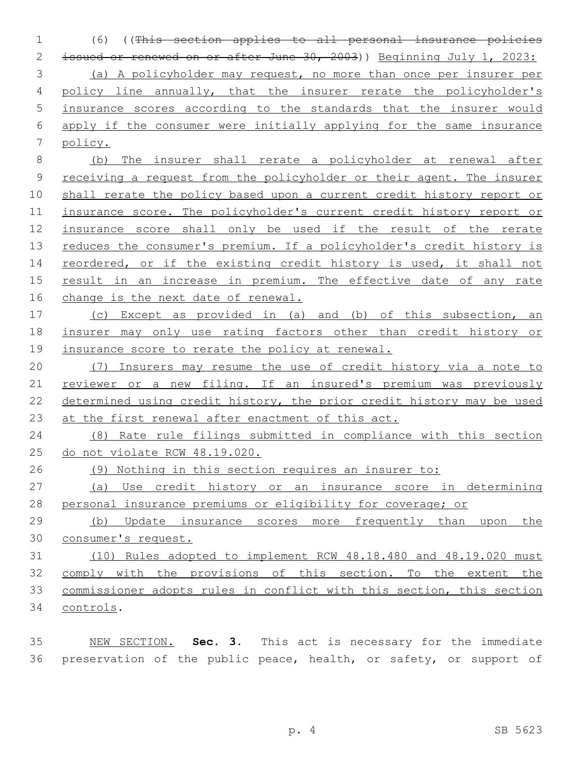(6) ((~~This section applies to all personal insurance policies issued or renewed on or after June 30, 2003~~)) Beginning July 1, 2023:

(a) A policyholder may request, no more than once per insurer per policy line annually, that the insurer rerate the policyholder's insurance scores according to the standards that the insurer would apply if the consumer were initially applying for the same insurance policy.

(b) The insurer shall rerate a policyholder at renewal after receiving a request from the policyholder or their agent. The insurer shall rerate the policy based upon a current credit history report or insurance score. The policyholder's current credit history report or insurance score shall only be used if the result of the rerate reduces the consumer's premium. If a policyholder's credit history is reordered, or if the existing credit history is used, it shall not result in an increase in premium. The effective date of any rate change is the next date of renewal.

(c) Except as provided in (a) and (b) of this subsection, an insurer may only use rating factors other than credit history or insurance score to rerate the policy at renewal.

(7) Insurers may resume the use of credit history via a note to reviewer or a new filing. If an insured's premium was previously determined using credit history, the prior credit history may be used at the first renewal after enactment of this act.

(8) Rate rule filings submitted in compliance with this section do not violate RCW 48.19.020.

(9) Nothing in this section requires an insurer to:

(a) Use credit history or an insurance score in determining personal insurance premiums or eligibility for coverage; or

(b) Update insurance scores more frequently than upon the consumer's request.

(10) Rules adopted to implement RCW 48.18.480 and 48.19.020 must comply with the provisions of this section. To the extent the commissioner adopts rules in conflict with this section, this section controls.

NEW SECTION. **Sec. 3.** This act is necessary for the immediate preservation of the public peace, health, or safety, or support of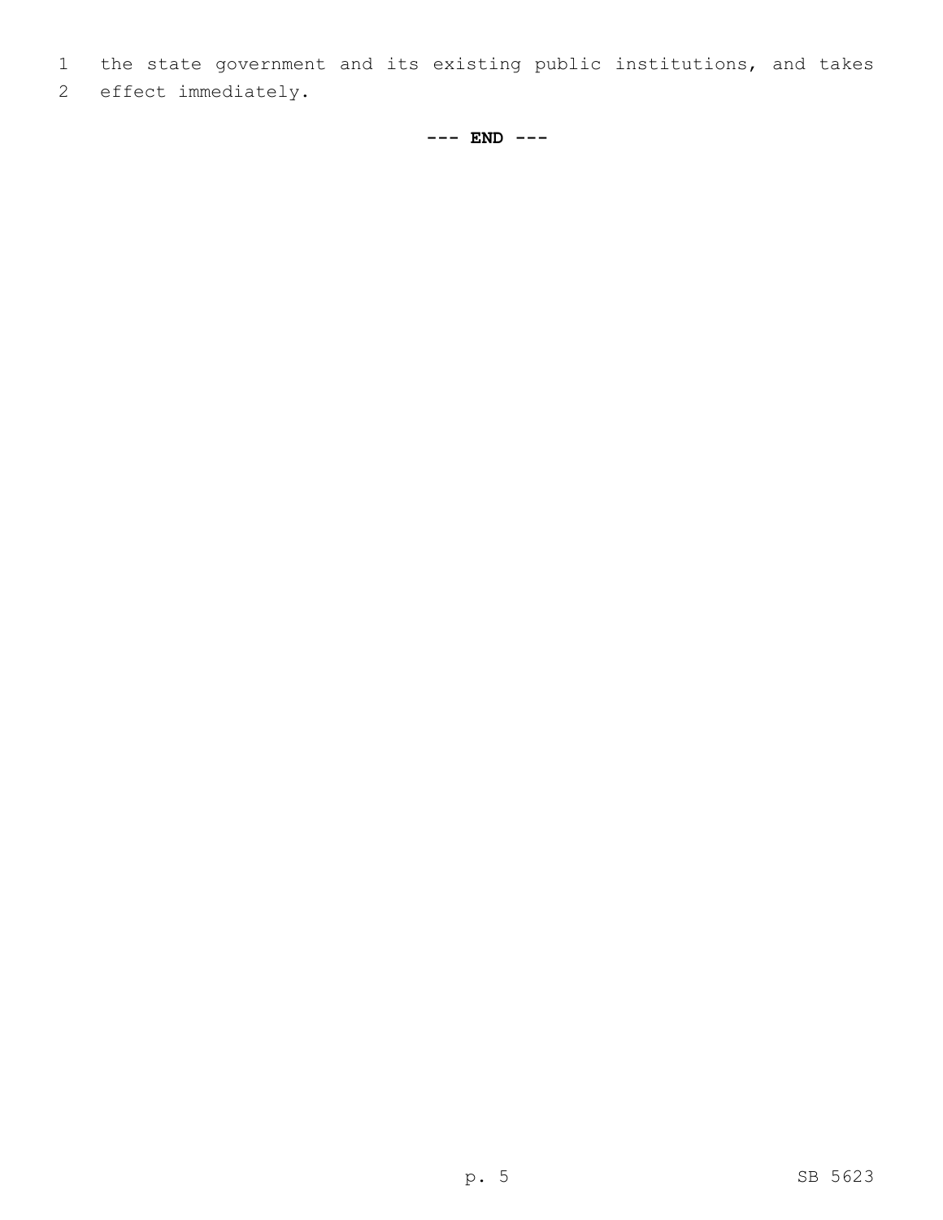the state government and its existing public institutions, and takes effect immediately.

--- END ---